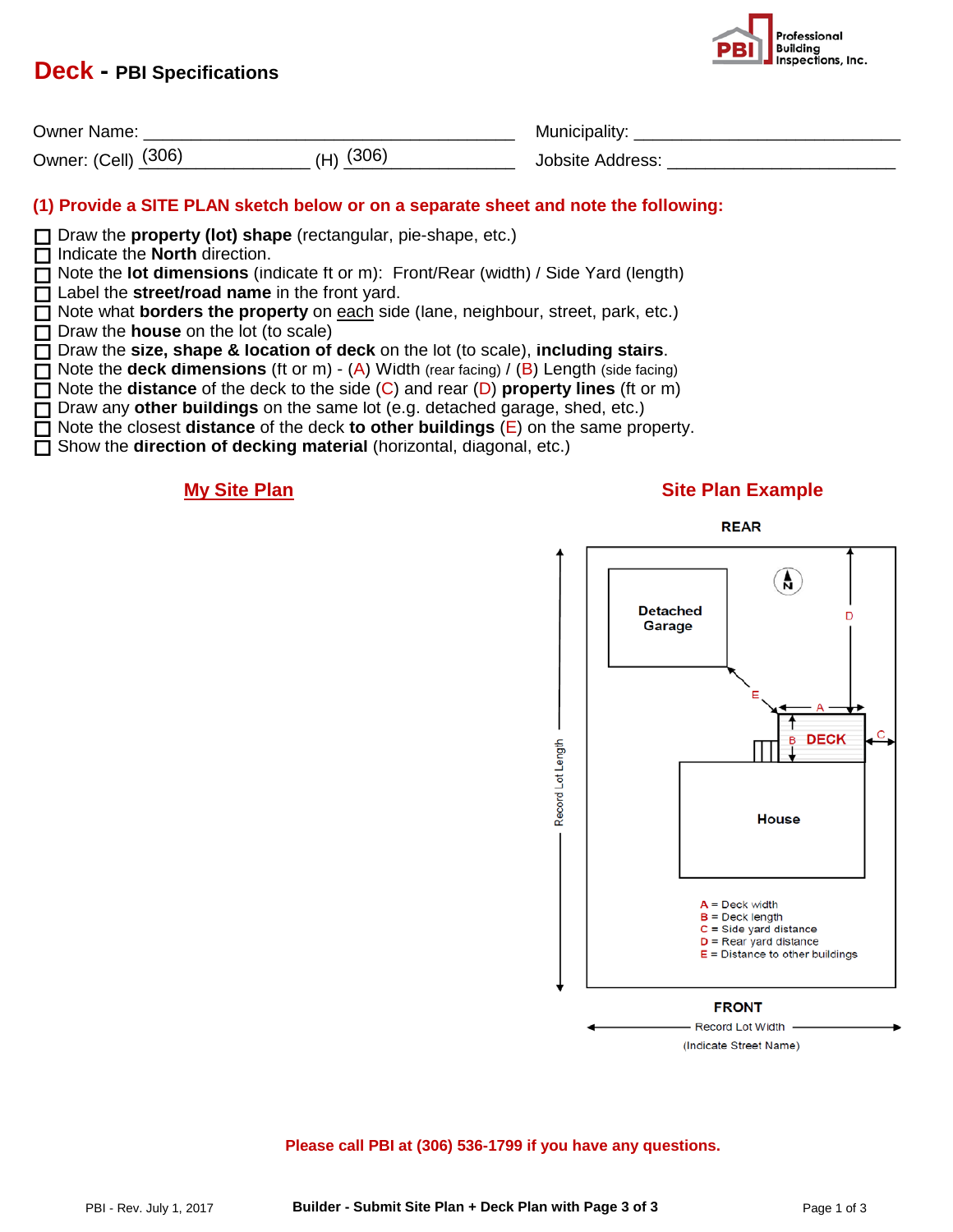# Deck - PBI Specifications

Professional Building Inspections, Inc.

Owner Name: ______________________________ Municipality: ______________________________

Owner: (Cell) (306)____________ (H) (306)____________ Jobsite Address: ______________________________

## (1) Provide a SITE PLAN sketch below or on a separate sheet and note the following:

- ☐ Draw the **property (lot) shape** (rectangular, pie-shape, etc.)
- ☐ Indicate the **North** direction.
- ☐ Note the **lot dimensions** (indicate ft or m): Front/Rear (width) / Side Yard (length)
- ☐ Label the **street/road name** in the front yard.
- ☐ Note what **borders the property** on each side (lane, neighbour, street, park, etc.)
- ☐ Draw the **house** on the lot (to scale)
- ☐ Draw the **size, shape & location of deck** on the lot (to scale), **including stairs**.
- ☐ Note the **deck dimensions** (ft or m) - (A) Width (rear facing) / (B) Length (side facing)
- ☐ Note the **distance** of the deck to the side (C) and rear (D) **property lines** (ft or m)
- ☐ Draw any **other buildings** on the same lot (e.g. detached garage, shed, etc.)
- ☐ Note the closest **distance** of the deck **to other buildings** (E) on the same property.
- ☐ Show the **direction of decking material** (horizontal, diagonal, etc.)

### My Site Plan

### Site Plan Example

REAR

Detached Garage

N

DECK

House

Record Lot Length

A = Deck width
B = Deck length
C = Side yard distance
D = Rear yard distance
E = Distance to other buildings

FRONT

Record Lot Width

(Indicate Street Name)

**Please call PBI at (306) 536-1799 if you have any questions.**

PBI - Rev. July 1, 2017

**Builder - Submit Site Plan + Deck Plan with Page 3 of 3**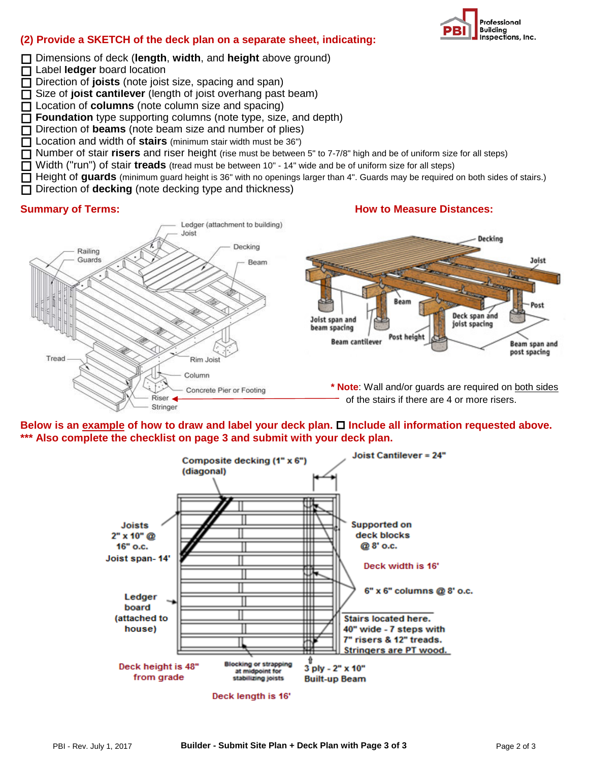## (2) Provide a SKETCH of the deck plan on a separate sheet, indicating:

- ☐ Dimensions of deck (**length**, **width**, and **height** above ground)
- ☐ Label **ledger** board location
- ☐ Direction of **joists** (note joist size, spacing and span)
- ☐ Size of **joist cantilever** (length of joist overhang past beam)
- ☐ Location of **columns** (note column size and spacing)
- ☐ **Foundation** type supporting columns (note type, size, and depth)
- ☐ Direction of **beams** (note beam size and number of plies)
- ☐ Location and width of **stairs** (minimum stair width must be 36")
- ☐ Number of stair **risers** and riser height (rise must be between 5" to 7-7/8" high and be of uniform size for all steps)
- ☐ Width ("run") of stair **treads** (tread must be between 10" - 14" wide and be of uniform size for all steps)
- ☐ Height of **guards** (minimum guard height is 36" with no openings larger than 4". Guards may be required on both sides of stairs.)
- ☐ Direction of **decking** (note decking type and thickness)

### Summary of Terms:

Ledger (attachment to building), Joist, Decking, Beam, Railing, Guards, Tread, Rim Joist, Column, Concrete Pier or Footing, Riser, Stringer

### How to Measure Distances:

Decking, Joist, Post, Beam, Joist span and beam spacing, Deck span and joist spacing, Beam cantilever, Post height, Beam span and post spacing

**\* Note**: Wall and/or guards are required on both sides of the stairs if there are 4 or more risers.

**Below is an example of how to draw and label your deck plan. ☐ Include all information requested above.**
**\*\*\* Also complete the checklist on page 3 and submit with your deck plan.**

Composite decking (1" x 6") (diagonal)

Joist Cantilever = 24"

Joists 2" x 10" @ 16" o.c. Joist span- 14'

Supported on deck blocks @ 8' o.c.

Deck width is 16'

6" x 6" columns @ 8' o.c.

Ledger board (attached to house)

Stairs located here. 40" wide - 7 steps with 7" risers & 12" treads. Stringers are PT wood.

Deck height is 48" from grade

Blocking or strapping at midpoint for stabilizing joists

3 ply - 2" x 10" Built-up Beam

Deck length is 16'

Builder - Submit Site Plan + Deck Plan with Page 3 of 3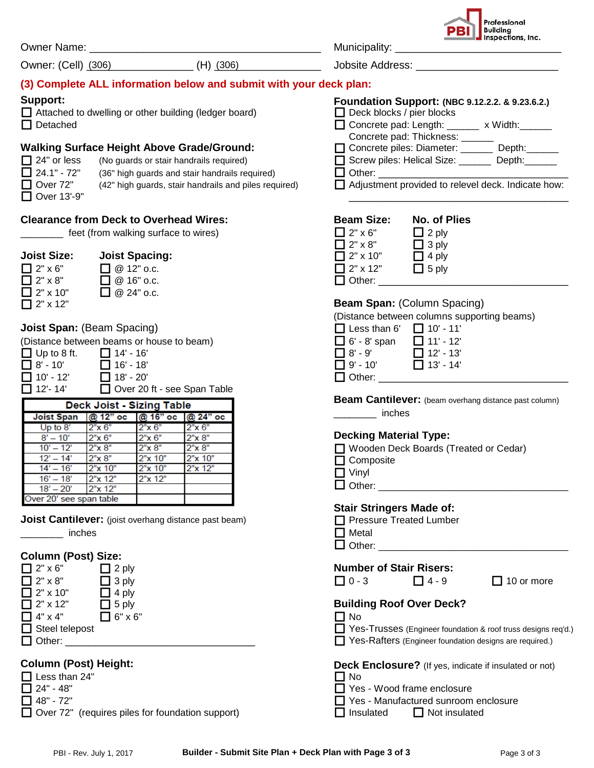Professional Building Inspections, Inc.

Owner Name: ______________________________________ Municipality: ____________________________

Owner: (Cell) (306)______________ (H) (306)______________ Jobsite Address: ________________________

**(3) Complete ALL information below and submit with your deck plan:**

**Support:**
- ☐ Attached to dwelling or other building (ledger board)
- ☐ Detached

**Walking Surface Height Above Grade/Ground:**
- ☐ 24" or less (No guards or stair handrails required)
- ☐ 24.1" - 72" (36" high guards and stair handrails required)
- ☐ Over 72" (42" high guards, stair handrails and piles required)
- ☐ Over 13'-9"

**Clearance from Deck to Overhead Wires:**

________ feet (from walking surface to wires)

**Joist Size:**
- ☐ 2" x 6"
- ☐ 2" x 8"
- ☐ 2" x 10"
- ☐ 2" x 12"

**Joist Spacing:**
- ☐ @ 12" o.c.
- ☐ @ 16" o.c.
- ☐ @ 24" o.c.

**Joist Span:** (Beam Spacing)

(Distance between beams or house to beam)
- ☐ Up to 8 ft.
- ☐ 8' - 10'
- ☐ 10' - 12'
- ☐ 12'- 14'
- ☐ 14' - 16'
- ☐ 16' - 18'
- ☐ 18' - 20'
- ☐ Over 20 ft - see Span Table

**Deck Joist - Sizing Table**

| Joist Span | @ 12" oc | @ 16" oc | @ 24" oc |
|---|---|---|---|
| Up to 8' | 2"x 6" | 2"x 6" | 2"x 6" |
| 8' – 10' | 2"x 6" | 2"x 6" | 2"x 8" |
| 10' – 12' | 2"x 8" | 2"x 8" | 2"x 8" |
| 12' – 14' | 2"x 8" | 2"x 10" | 2"x 10" |
| 14' – 16' | 2"x 10" | 2"x 10" | 2"x 12" |
| 16' – 18' | 2"x 12" | 2"x 12" | |
| 18' – 20' | 2"x 12" | | |
| Over 20' see span table | | | |

**Joist Cantilever:** (joist overhang distance past beam)

________ inches

**Column (Post) Size:**
- ☐ 2" x 6"
- ☐ 2" x 8"
- ☐ 2" x 10"
- ☐ 2" x 12"
- ☐ 4" x 4"
- ☐ 2 ply
- ☐ 3 ply
- ☐ 4 ply
- ☐ 5 ply
- ☐ 6" x 6"
- ☐ Steel telepost
- ☐ Other: ________________________________

**Column (Post) Height:**
- ☐ Less than 24"
- ☐ 24" - 48"
- ☐ 48" - 72"
- ☐ Over 72" (requires piles for foundation support)

**Foundation Support:** **(NBC 9.12.2.2. & 9.23.6.2.)**
- ☐ Deck blocks / pier blocks
- ☐ Concrete pad: Length: ______ x Width:______
  Concrete pad: Thickness: ______
- ☐ Concrete piles: Diameter: ______ Depth:______
- ☐ Screw piles: Helical Size: ______ Depth:______
- ☐ Other: ________________________________
- ☐ Adjustment provided to relevel deck. Indicate how:
  ________________________________________

**Beam Size:**
- ☐ 2" x 6"
- ☐ 2" x 8"
- ☐ 2" x 10"
- ☐ 2" x 12"
- ☐ Other: ________________________________

**No. of Plies**
- ☐ 2 ply
- ☐ 3 ply
- ☐ 4 ply
- ☐ 5 ply

**Beam Span:** (Column Spacing)

(Distance between columns supporting beams)
- ☐ Less than 6'
- ☐ 6' - 8' span
- ☐ 8' - 9'
- ☐ 9' - 10'
- ☐ 10' - 11'
- ☐ 11' - 12'
- ☐ 12' - 13'
- ☐ 13' - 14'
- ☐ Other: ________________________________

**Beam Cantilever:** (beam overhang distance past column)

________ inches

**Decking Material Type:**
- ☐ Wooden Deck Boards (Treated or Cedar)
- ☐ Composite
- ☐ Vinyl
- ☐ Other: ________________________________

**Stair Stringers Made of:**
- ☐ Pressure Treated Lumber
- ☐ Metal
- ☐ Other: ________________________________

**Number of Stair Risers:**
- ☐ 0 - 3
- ☐ 4 - 9
- ☐ 10 or more

**Building Roof Over Deck?**
- ☐ No
- ☐ Yes-Trusses (Engineer foundation & roof truss designs req'd.)
- ☐ Yes-Rafters (Engineer foundation designs are required.)

**Deck Enclosure?** (If yes, indicate if insulated or not)
- ☐ No
- ☐ Yes - Wood frame enclosure
- ☐ Yes - Manufactured sunroom enclosure
- ☐ Insulated
- ☐ Not insulated

PBI - Rev. July 1, 2017

**Builder - Submit Site Plan + Deck Plan with Page 3 of 3**